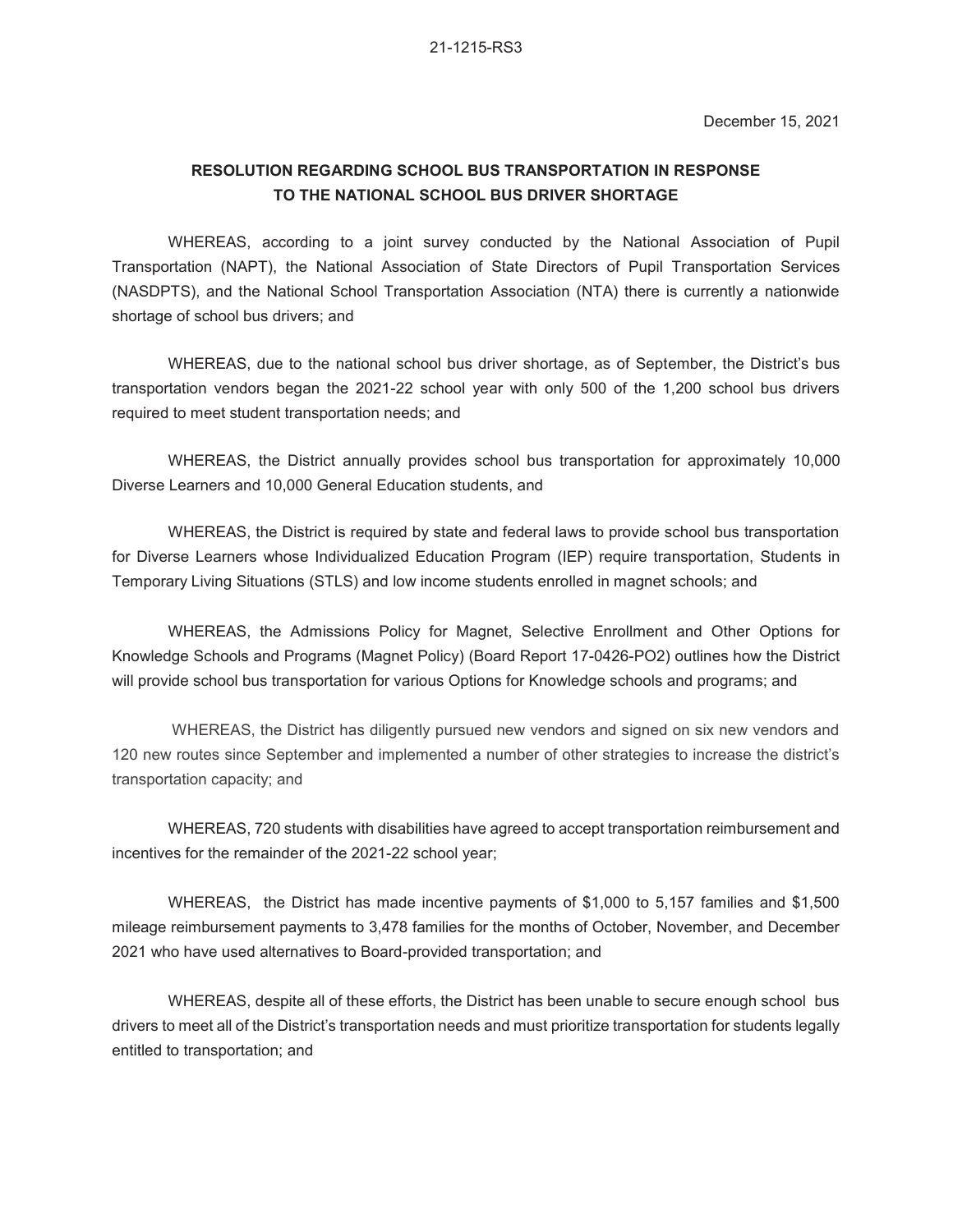21-1215-RS3

December 15, 2021

**RESOLUTION REGARDING SCHOOL BUS TRANSPORTATION IN RESPONSE TO THE NATIONAL SCHOOL BUS DRIVER SHORTAGE**

WHEREAS, according to a joint survey conducted by the National Association of Pupil Transportation (NAPT), the National Association of State Directors of Pupil Transportation Services (NASDPTS), and the National School Transportation Association (NTA) there is currently a nationwide shortage of school bus drivers; and

WHEREAS, due to the national school bus driver shortage, as of September, the District's bus transportation vendors began the 2021-22 school year with only 500 of the 1,200 school bus drivers required to meet student transportation needs; and

WHEREAS, the District annually provides school bus transportation for approximately 10,000 Diverse Learners and 10,000 General Education students, and

WHEREAS, the District is required by state and federal laws to provide school bus transportation for Diverse Learners whose Individualized Education Program (IEP) require transportation, Students in Temporary Living Situations (STLS) and low income students enrolled in magnet schools; and

WHEREAS, the Admissions Policy for Magnet, Selective Enrollment and Other Options for Knowledge Schools and Programs (Magnet Policy) (Board Report 17-0426-PO2) outlines how the District will provide school bus transportation for various Options for Knowledge schools and programs; and

WHEREAS, the District has diligently pursued new vendors and signed on six new vendors and 120 new routes since September and implemented a number of other strategies to increase the district's transportation capacity; and

WHEREAS, 720 students with disabilities have agreed to accept transportation reimbursement and incentives for the remainder of the 2021-22 school year;

WHEREAS, the District has made incentive payments of $1,000 to 5,157 families and $1,500 mileage reimbursement payments to 3,478 families for the months of October, November, and December 2021 who have used alternatives to Board-provided transportation; and

WHEREAS, despite all of these efforts, the District has been unable to secure enough school bus drivers to meet all of the District's transportation needs and must prioritize transportation for students legally entitled to transportation; and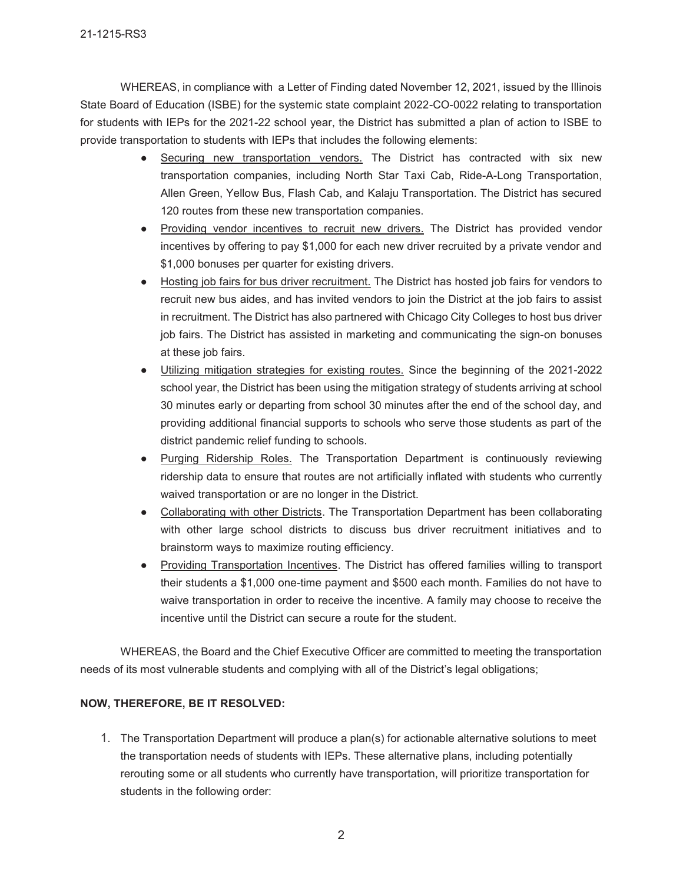WHEREAS, in compliance with a Letter of Finding dated November 12, 2021, issued by the Illinois State Board of Education (ISBE) for the systemic state complaint 2022-CO-0022 relating to transportation for students with IEPs for the 2021-22 school year, the District has submitted a plan of action to ISBE to provide transportation to students with IEPs that includes the following elements:

- <u>Securing new transportation vendors.</u> The District has contracted with six new transportation companies, including North Star Taxi Cab, Ride-A-Long Transportation, Allen Green, Yellow Bus, Flash Cab, and Kalaju Transportation. The District has secured 120 routes from these new transportation companies.
- <u>Providing vendor incentives to recruit new drivers.</u> The District has provided vendor incentives by offering to pay $1,000 for each new driver recruited by a private vendor and $1,000 bonuses per quarter for existing drivers.
- <u>Hosting job fairs for bus driver recruitment.</u> The District has hosted job fairs for vendors to recruit new bus aides, and has invited vendors to join the District at the job fairs to assist in recruitment. The District has also partnered with Chicago City Colleges to host bus driver job fairs. The District has assisted in marketing and communicating the sign-on bonuses at these job fairs.
- <u>Utilizing mitigation strategies for existing routes.</u> Since the beginning of the 2021-2022 school year, the District has been using the mitigation strategy of students arriving at school 30 minutes early or departing from school 30 minutes after the end of the school day, and providing additional financial supports to schools who serve those students as part of the district pandemic relief funding to schools.
- <u>Purging Ridership Roles.</u> The Transportation Department is continuously reviewing ridership data to ensure that routes are not artificially inflated with students who currently waived transportation or are no longer in the District.
- <u>Collaborating with other Districts</u>. The Transportation Department has been collaborating with other large school districts to discuss bus driver recruitment initiatives and to brainstorm ways to maximize routing efficiency.
- <u>Providing Transportation Incentives</u>. The District has offered families willing to transport their students a $1,000 one-time payment and $500 each month. Families do not have to waive transportation in order to receive the incentive. A family may choose to receive the incentive until the District can secure a route for the student.

WHEREAS, the Board and the Chief Executive Officer are committed to meeting the transportation needs of its most vulnerable students and complying with all of the District's legal obligations;

**NOW, THEREFORE, BE IT RESOLVED:**

1. The Transportation Department will produce a plan(s) for actionable alternative solutions to meet the transportation needs of students with IEPs. These alternative plans, including potentially rerouting some or all students who currently have transportation, will prioritize transportation for students in the following order: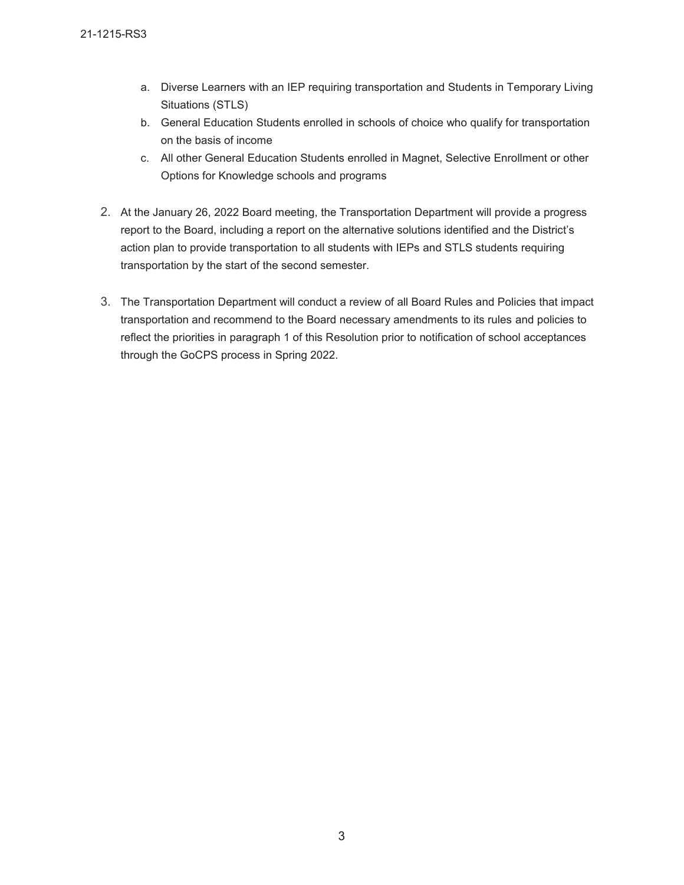a. Diverse Learners with an IEP requiring transportation and Students in Temporary Living Situations (STLS)
   b. General Education Students enrolled in schools of choice who qualify for transportation on the basis of income
   c. All other General Education Students enrolled in Magnet, Selective Enrollment or other Options for Knowledge schools and programs

2. At the January 26, 2022 Board meeting, the Transportation Department will provide a progress report to the Board, including a report on the alternative solutions identified and the District's action plan to provide transportation to all students with IEPs and STLS students requiring transportation by the start of the second semester.

3. The Transportation Department will conduct a review of all Board Rules and Policies that impact transportation and recommend to the Board necessary amendments to its rules and policies to reflect the priorities in paragraph 1 of this Resolution prior to notification of school acceptances through the GoCPS process in Spring 2022.